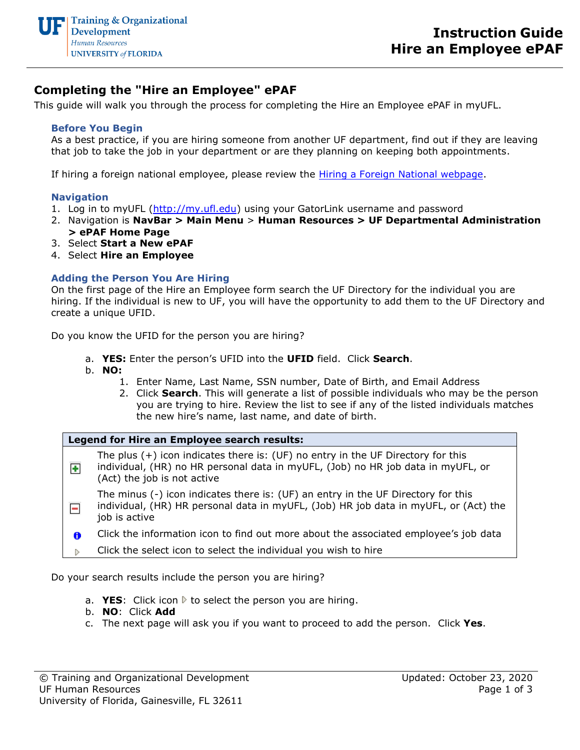# Instruction Guide
# Hire an Employee ePAF

## Completing the "Hire an Employee" ePAF

This guide will walk you through the process for completing the Hire an Employee ePAF in myUFL.

### Before You Begin

As a best practice, if you are hiring someone from another UF department, find out if they are leaving that job to take the job in your department or are they planning on keeping both appointments.

If hiring a foreign national employee, please review the Hiring a Foreign National webpage.

### Navigation

1. Log in to myUFL (http://my.ufl.edu) using your GatorLink username and password
2. Navigation is **NavBar > Main Menu** > **Human Resources > UF Departmental Administration > ePAF Home Page**
3. Select **Start a New ePAF**
4. Select **Hire an Employee**

### Adding the Person You Are Hiring

On the first page of the Hire an Employee form search the UF Directory for the individual you are hiring. If the individual is new to UF, you will have the opportunity to add them to the UF Directory and create a unique UFID.

Do you know the UFID for the person you are hiring?

a. **YES:** Enter the person's UFID into the **UFID** field. Click **Search**.
b. **NO:**
    1. Enter Name, Last Name, SSN number, Date of Birth, and Email Address
    2. Click **Search**. This will generate a list of possible individuals who may be the person you are trying to hire. Review the list to see if any of the listed individuals matches the new hire's name, last name, and date of birth.

| **Legend for Hire an Employee search results:** | |
|---|---|
| + | The plus (+) icon indicates there is: (UF) no entry in the UF Directory for this individual, (HR) no HR personal data in myUFL, (Job) no HR job data in myUFL, or (Act) the job is not active |
| − | The minus (-) icon indicates there is: (UF) an entry in the UF Directory for this individual, (HR) HR personal data in myUFL, (Job) HR job data in myUFL, or (Act) the job is active |
| i | Click the information icon to find out more about the associated employee's job data |
| ▷ | Click the select icon to select the individual you wish to hire |

Do your search results include the person you are hiring?

a. **YES**: Click icon ▷ to select the person you are hiring.
b. **NO**: Click **Add**
c. The next page will ask you if you want to proceed to add the person. Click **Yes**.

© Training and Organizational Development
UF Human Resources
University of Florida, Gainesville, FL 32611

Updated: October 23, 2020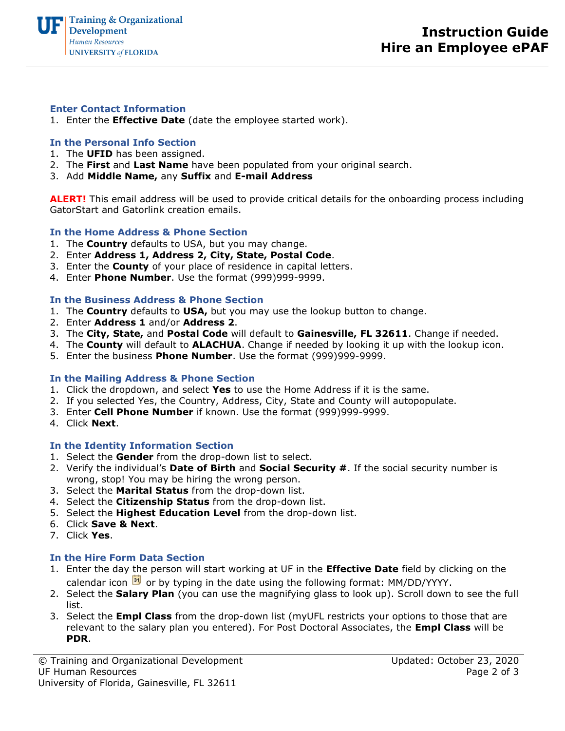### Enter Contact Information

1. Enter the **Effective Date** (date the employee started work).

### In the Personal Info Section

1. The **UFID** has been assigned.
2. The **First** and **Last Name** have been populated from your original search.
3. Add **Middle Name,** any **Suffix** and **E-mail Address**

**ALERT!** This email address will be used to provide critical details for the onboarding process including GatorStart and Gatorlink creation emails.

### In the Home Address & Phone Section

1. The **Country** defaults to USA, but you may change.
2. Enter **Address 1, Address 2, City, State, Postal Code**.
3. Enter the **County** of your place of residence in capital letters.
4. Enter **Phone Number**. Use the format (999)999-9999.

### In the Business Address & Phone Section

1. The **Country** defaults to **USA,** but you may use the lookup button to change.
2. Enter **Address 1** and/or **Address 2**.
3. The **City, State,** and **Postal Code** will default to **Gainesville, FL 32611**. Change if needed.
4. The **County** will default to **ALACHUA**. Change if needed by looking it up with the lookup icon.
5. Enter the business **Phone Number**. Use the format (999)999-9999.

### In the Mailing Address & Phone Section

1. Click the dropdown, and select **Yes** to use the Home Address if it is the same.
2. If you selected Yes, the Country, Address, City, State and County will autopopulate.
3. Enter **Cell Phone Number** if known. Use the format (999)999-9999.
4. Click **Next**.

### In the Identity Information Section

1. Select the **Gender** from the drop-down list to select.
2. Verify the individual's **Date of Birth** and **Social Security #**. If the social security number is wrong, stop! You may be hiring the wrong person.
3. Select the **Marital Status** from the drop-down list.
4. Select the **Citizenship Status** from the drop-down list.
5. Select the **Highest Education Level** from the drop-down list.
6. Click **Save & Next**.
7. Click **Yes**.

### In the Hire Form Data Section

1. Enter the day the person will start working at UF in the **Effective Date** field by clicking on the calendar icon or by typing in the date using the following format: MM/DD/YYYY.
2. Select the **Salary Plan** (you can use the magnifying glass to look up). Scroll down to see the full list.
3. Select the **Empl Class** from the drop-down list (myUFL restricts your options to those that are relevant to the salary plan you entered). For Post Doctoral Associates, the **Empl Class** will be **PDR**.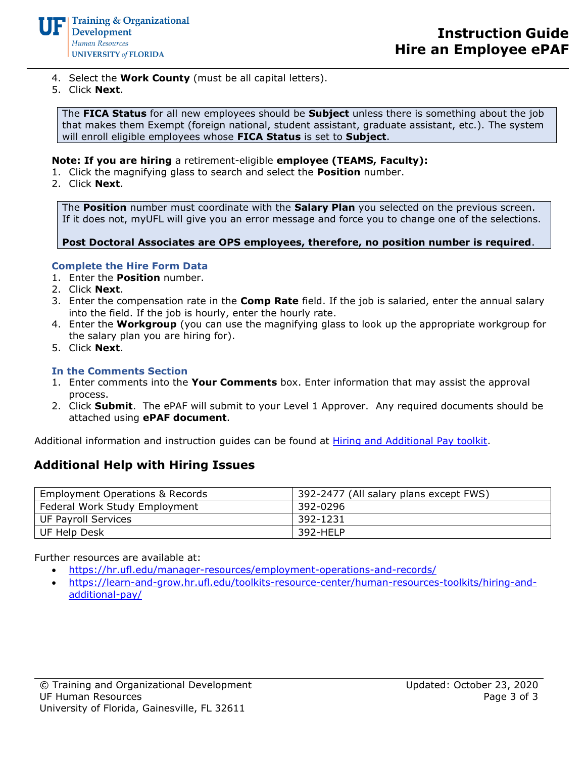4. Select the **Work County** (must be all capital letters).
5. Click **Next**.

> The **FICA Status** for all new employees should be **Subject** unless there is something about the job that makes them Exempt (foreign national, student assistant, graduate assistant, etc.). The system will enroll eligible employees whose **FICA Status** is set to **Subject**.

**Note: If you are hiring** a retirement-eligible **employee (TEAMS, Faculty):**

1. Click the magnifying glass to search and select the **Position** number.
2. Click **Next**.

> The **Position** number must coordinate with the **Salary Plan** you selected on the previous screen. If it does not, myUFL will give you an error message and force you to change one of the selections.
>
> **Post Doctoral Associates are OPS employees, therefore, no position number is required**.

### Complete the Hire Form Data

1. Enter the **Position** number.
2. Click **Next**.
3. Enter the compensation rate in the **Comp Rate** field. If the job is salaried, enter the annual salary into the field. If the job is hourly, enter the hourly rate.
4. Enter the **Workgroup** (you can use the magnifying glass to look up the appropriate workgroup for the salary plan you are hiring for).
5. Click **Next**.

### In the Comments Section

1. Enter comments into the **Your Comments** box. Enter information that may assist the approval process.
2. Click **Submit**. The ePAF will submit to your Level 1 Approver. Any required documents should be attached using **ePAF document**.

Additional information and instruction guides can be found at Hiring and Additional Pay toolkit.

## Additional Help with Hiring Issues

| | |
|---|---|
| Employment Operations & Records | 392-2477 (All salary plans except FWS) |
| Federal Work Study Employment | 392-0296 |
| UF Payroll Services | 392-1231 |
| UF Help Desk | 392-HELP |

Further resources are available at:

- https://hr.ufl.edu/manager-resources/employment-operations-and-records/
- https://learn-and-grow.hr.ufl.edu/toolkits-resource-center/human-resources-toolkits/hiring-and-additional-pay/